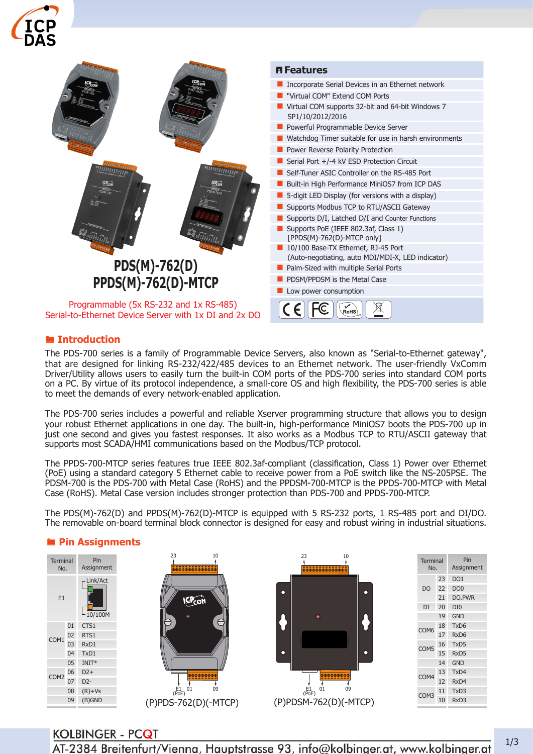# PDS(M)-762(D)
# PPDS(M)-762(D)-MTCP

Programmable (5x RS-232 and 1x RS-485)
Serial-to-Ethernet Device Server with 1x DI and 2x DO

## Features

- Incorporate Serial Devices in an Ethernet network
- "Virtual COM" Extend COM Ports
- Virtual COM supports 32-bit and 64-bit Windows 7 SP1/10/2012/2016
- Powerful Programmable Device Server
- Watchdog Timer suitable for use in harsh environments
- Power Reverse Polarity Protection
- Serial Port +/-4 kV ESD Protection Circuit
- Self-Tuner ASIC Controller on the RS-485 Port
- Built-in High Performance MiniOS7 from ICP DAS
- 5-digit LED Display (for versions with a display)
- Supports Modbus TCP to RTU/ASCII Gateway
- Supports D/I, Latched D/I and Counter Functions
- Supports PoE (IEEE 802.3af, Class 1) [PPDS(M)-762(D)-MTCP only]
- 10/100 Base-TX Ethernet, RJ-45 Port (Auto-negotiating, auto MDI/MDI-X, LED indicator)
- Palm-Sized with multiple Serial Ports
- PDSM/PPDSM is the Metal Case
- Low power consumption

## Introduction

The PDS-700 series is a family of Programmable Device Servers, also known as "Serial-to-Ethernet gateway", that are designed for linking RS-232/422/485 devices to an Ethernet network. The user-friendly VxComm Driver/Utility allows users to easily turn the built-in COM ports of the PDS-700 series into standard COM ports on a PC. By virtue of its protocol independence, a small-core OS and high flexibility, the PDS-700 series is able to meet the demands of every network-enabled application.

The PDS-700 series includes a powerful and reliable Xserver programming structure that allows you to design your robust Ethernet applications in one day. The built-in, high-performance MiniOS7 boots the PDS-700 up in just one second and gives you fastest responses. It also works as a Modbus TCP to RTU/ASCII gateway that supports most SCADA/HMI communications based on the Modbus/TCP protocol.

The PPDS-700-MTCP series features true IEEE 802.3af-compliant (classification, Class 1) Power over Ethernet (PoE) using a standard category 5 Ethernet cable to receive power from a PoE switch like the NS-205PSE. The PDSM-700 is the PDS-700 with Metal Case (RoHS) and the PPDSM-700-MTCP is the PPDS-700-MTCP with Metal Case (RoHS). Metal Case version includes stronger protection than PDS-700 and PPDS-700-MTCP.

The PDS(M)-762(D) and PPDS(M)-762(D)-MTCP is equipped with 5 RS-232 ports, 1 RS-485 port and DI/DO. The removable on-board terminal block connector is designed for easy and robust wiring in industrial situations.

## Pin Assignments

| Terminal No. | | Pin Assignment |
|---|---|---|
| E1 | | Link/Act, 10/100M |
| COM1 | 01 | CTS1 |
| | 02 | RTS1 |
| | 03 | RxD1 |
| | 04 | TxD1 |
| | 05 | INIT* |
| COM2 | 06 | D2+ |
| | 07 | D2- |
| | 08 | (R)+Vs |
| | 09 | (B)GND |

(P)PDS-762(D)(-MTCP)

(P)PDSM-762(D)(-MTCP)

| Terminal No. | | Pin Assignment |
|---|---|---|
| DO | 23 | DO1 |
| | 22 | DO0 |
| | 21 | DO.PWR |
| DI | 20 | DI0 |
| | 19 | GND |
| COM6 | 18 | TxD6 |
| | 17 | RxD6 |
| COM5 | 16 | TxD5 |
| | 15 | RxD5 |
| | 14 | GND |
| COM4 | 13 | TxD4 |
| | 12 | RxD4 |
| COM3 | 11 | TxD3 |
| | 10 | RxD3 |

KOLBINGER - PCQT
AT-2384 Breitenfurt/Vienna, Hauptstrasse 93, info@kolbinger.at, www.kolbinger.at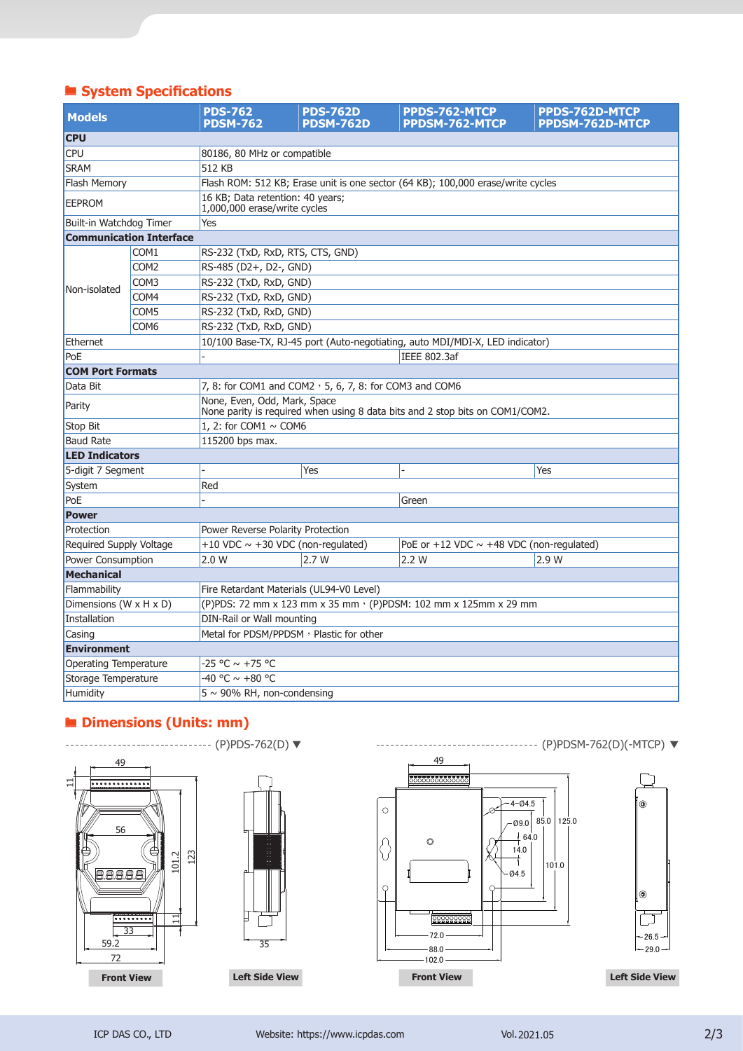## System Specifications

| Models | | PDS-762 PDSM-762 | PDS-762D PDSM-762D | PPDS-762-MTCP PPDSM-762-MTCP | PPDS-762D-MTCP PPDSM-762D-MTCP |
|---|---|---|---|---|---|
| **CPU** | | | | | |
| CPU | | 80186, 80 MHz or compatible | | | |
| SRAM | | 512 KB | | | |
| Flash Memory | | Flash ROM: 512 KB; Erase unit is one sector (64 KB); 100,000 erase/write cycles | | | |
| EEPROM | | 16 KB; Data retention: 40 years; 1,000,000 erase/write cycles | | | |
| Built-in Watchdog Timer | | Yes | | | |
| **Communication Interface** | | | | | |
| Non-isolated | COM1 | RS-232 (TxD, RxD, RTS, CTS, GND) | | | |
| | COM2 | RS-485 (D2+, D2-, GND) | | | |
| | COM3 | RS-232 (TxD, RxD, GND) | | | |
| | COM4 | RS-232 (TxD, RxD, GND) | | | |
| | COM5 | RS-232 (TxD, RxD, GND) | | | |
| | COM6 | RS-232 (TxD, RxD, GND) | | | |
| Ethernet | | 10/100 Base-TX, RJ-45 port (Auto-negotiating, auto MDI/MDI-X, LED indicator) | | | |
| PoE | | - | | IEEE 802.3af | |
| **COM Port Formats** | | | | | |
| Data Bit | | 7, 8: for COM1 and COM2，5, 6, 7, 8: for COM3 and COM6 | | | |
| Parity | | None, Even, Odd, Mark, Space<br>None parity is required when using 8 data bits and 2 stop bits on COM1/COM2. | | | |
| Stop Bit | | 1, 2: for COM1 ~ COM6 | | | |
| Baud Rate | | 115200 bps max. | | | |
| **LED Indicators** | | | | | |
| 5-digit 7 Segment | | - | Yes | - | Yes |
| System | | Red | | | |
| PoE | | - | | Green | |
| **Power** | | | | | |
| Protection | | Power Reverse Polarity Protection | | | |
| Required Supply Voltage | | +10 VDC ~ +30 VDC (non-regulated) | | PoE or +12 VDC ~ +48 VDC (non-regulated) | |
| Power Consumption | | 2.0 W | 2.7 W | 2.2 W | 2.9 W |
| **Mechanical** | | | | | |
| Flammability | | Fire Retardant Materials (UL94-V0 Level) | | | |
| Dimensions (W x H x D) | | (P)PDS: 72 mm x 123 mm x 35 mm，(P)PDSM: 102 mm x 125mm x 29 mm | | | |
| Installation | | DIN-Rail or Wall mounting | | | |
| Casing | | Metal for PDSM/PPDSM，Plastic for other | | | |
| **Environment** | | | | | |
| Operating Temperature | | -25 °C ~ +75 °C | | | |
| Storage Temperature | | -40 °C ~ +80 °C | | | |
| Humidity | | 5 ~ 90% RH, non-condensing | | | |

## Dimensions (Units: mm)

(P)PDS-762(D) ▼

Front View — Left Side View

(P)PDSM-762(D)(-MTCP) ▼

Front View — Left Side View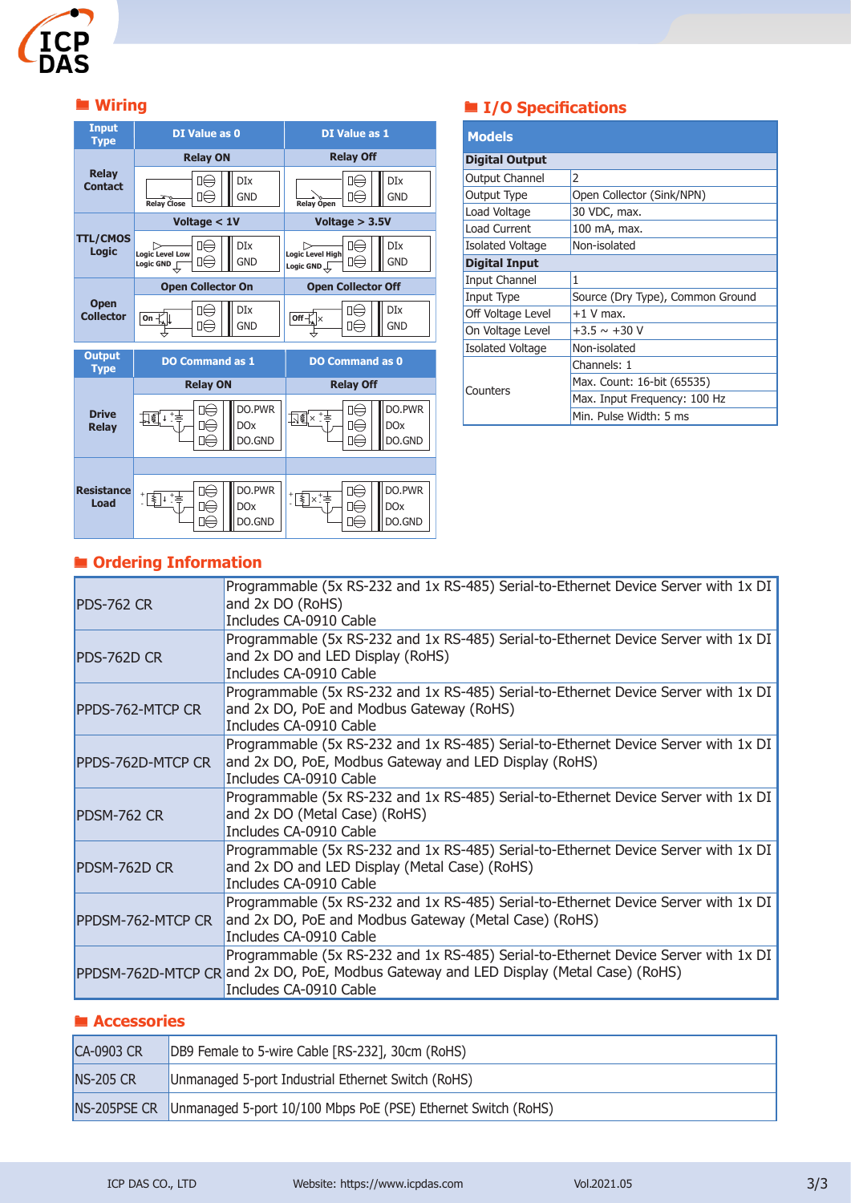## Wiring

| Input Type | DI Value as 0 | DI Value as 1 |
|---|---|---|
| Relay Contact | Relay ON (Relay Close; DIx, GND) | Relay Off (Relay Open; DIx, GND) |
| TTL/CMOS Logic | Voltage < 1V (Logic Level Low, Logic GND; DIx, GND) | Voltage > 3.5V (Logic Level High, Logic GND; DIx, GND) |
| Open Collector | Open Collector On (On; DIx, GND) | Open Collector Off (Off; DIx, GND) |

| Output Type | DO Command as 1 | DO Command as 0 |
|---|---|---|
| Drive Relay | Relay ON (DO.PWR, DOx, DO.GND) | Relay Off (DO.PWR, DOx, DO.GND) |
| Resistance Load | DO.PWR, DOx, DO.GND | DO.PWR, DOx, DO.GND |

## I/O Specifications

| Models | |
|---|---|
| **Digital Output** | |
| Output Channel | 2 |
| Output Type | Open Collector (Sink/NPN) |
| Load Voltage | 30 VDC, max. |
| Load Current | 100 mA, max. |
| Isolated Voltage | Non-isolated |
| **Digital Input** | |
| Input Channel | 1 |
| Input Type | Source (Dry Type), Common Ground |
| Off Voltage Level | +1 V max. |
| On Voltage Level | +3.5 ~ +30 V |
| Isolated Voltage | Non-isolated |
| Counters | Channels: 1 |
| | Max. Count: 16-bit (65535) |
| | Max. Input Frequency: 100 Hz |
| | Min. Pulse Width: 5 ms |

## Ordering Information

| | |
|---|---|
| PDS-762 CR | Programmable (5x RS-232 and 1x RS-485) Serial-to-Ethernet Device Server with 1x DI and 2x DO (RoHS)<br>Includes CA-0910 Cable |
| PDS-762D CR | Programmable (5x RS-232 and 1x RS-485) Serial-to-Ethernet Device Server with 1x DI and 2x DO and LED Display (RoHS)<br>Includes CA-0910 Cable |
| PPDS-762-MTCP CR | Programmable (5x RS-232 and 1x RS-485) Serial-to-Ethernet Device Server with 1x DI and 2x DO, PoE and Modbus Gateway (RoHS)<br>Includes CA-0910 Cable |
| PPDS-762D-MTCP CR | Programmable (5x RS-232 and 1x RS-485) Serial-to-Ethernet Device Server with 1x DI and 2x DO, PoE, Modbus Gateway and LED Display (RoHS)<br>Includes CA-0910 Cable |
| PDSM-762 CR | Programmable (5x RS-232 and 1x RS-485) Serial-to-Ethernet Device Server with 1x DI and 2x DO (Metal Case) (RoHS)<br>Includes CA-0910 Cable |
| PDSM-762D CR | Programmable (5x RS-232 and 1x RS-485) Serial-to-Ethernet Device Server with 1x DI and 2x DO and LED Display (Metal Case) (RoHS)<br>Includes CA-0910 Cable |
| PPDSM-762-MTCP CR | Programmable (5x RS-232 and 1x RS-485) Serial-to-Ethernet Device Server with 1x DI and 2x DO, PoE and Modbus Gateway (Metal Case) (RoHS)<br>Includes CA-0910 Cable |
| PPDSM-762D-MTCP CR | Programmable (5x RS-232 and 1x RS-485) Serial-to-Ethernet Device Server with 1x DI and 2x DO, PoE, Modbus Gateway and LED Display (Metal Case) (RoHS)<br>Includes CA-0910 Cable |

## Accessories

| | |
|---|---|
| CA-0903 CR | DB9 Female to 5-wire Cable [RS-232], 30cm (RoHS) |
| NS-205 CR | Unmanaged 5-port Industrial Ethernet Switch (RoHS) |
| NS-205PSE CR | Unmanaged 5-port 10/100 Mbps PoE (PSE) Ethernet Switch (RoHS) |

ICP DAS CO., LTD    Website: https://www.icpdas.com    Vol.2021.05